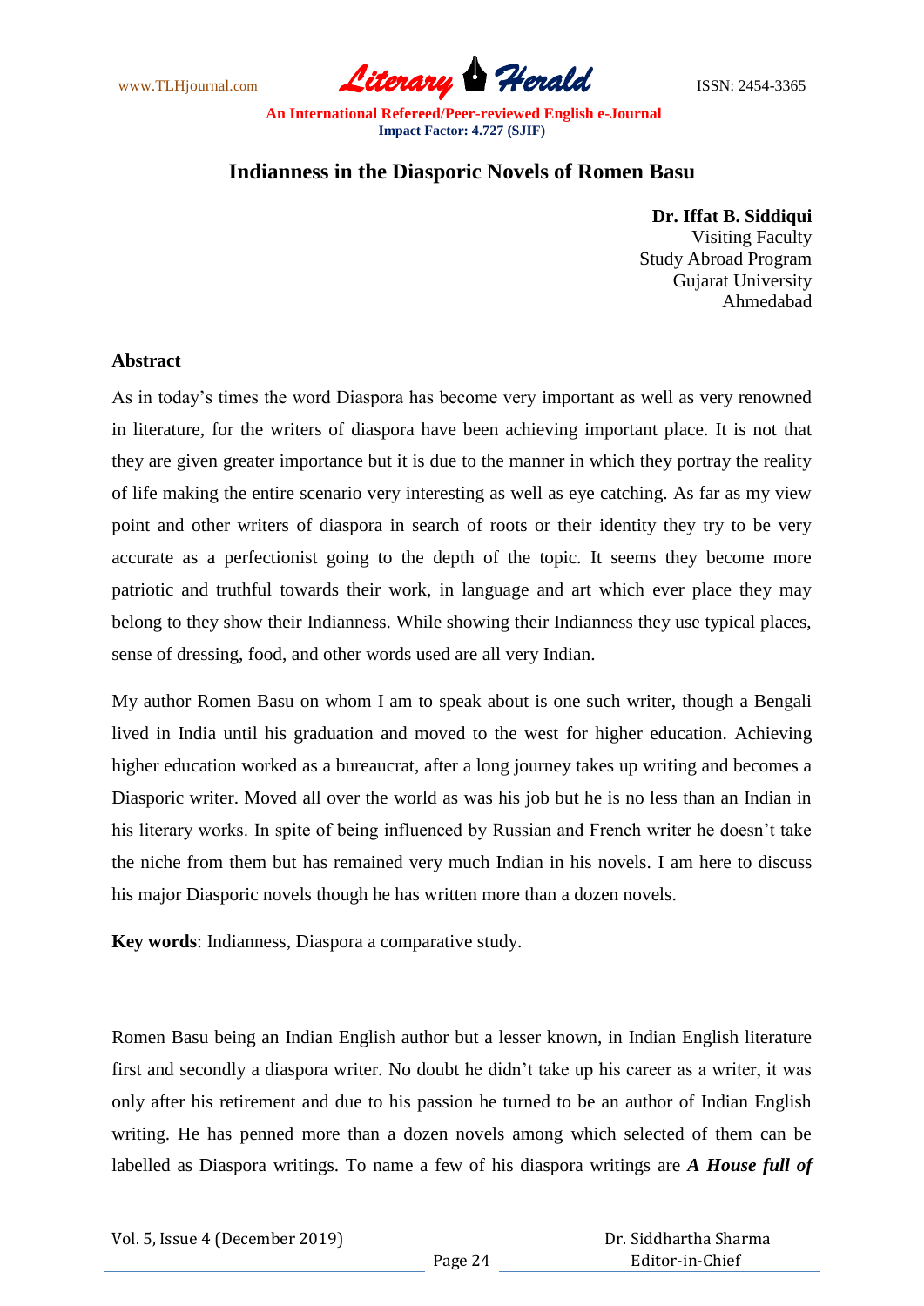# Indianness in the Diasporic Novels of Romen Basu

**Dr. Iffat B. Siddiqui**
Visiting Faculty
Study Abroad Program
Gujarat University
Ahmedabad

## Abstract

As in today's times the word Diaspora has become very important as well as very renowned in literature, for the writers of diaspora have been achieving important place. It is not that they are given greater importance but it is due to the manner in which they portray the reality of life making the entire scenario very interesting as well as eye catching. As far as my view point and other writers of diaspora in search of roots or their identity they try to be very accurate as a perfectionist going to the depth of the topic. It seems they become more patriotic and truthful towards their work, in language and art which ever place they may belong to they show their Indianness. While showing their Indianness they use typical places, sense of dressing, food, and other words used are all very Indian.

My author Romen Basu on whom I am to speak about is one such writer, though a Bengali lived in India until his graduation and moved to the west for higher education. Achieving higher education worked as a bureaucrat, after a long journey takes up writing and becomes a Diasporic writer. Moved all over the world as was his job but he is no less than an Indian in his literary works. In spite of being influenced by Russian and French writer he doesn't take the niche from them but has remained very much Indian in his novels. I am here to discuss his major Diasporic novels though he has written more than a dozen novels.

**Key words**: Indianness, Diaspora a comparative study.

Romen Basu being an Indian English author but a lesser known, in Indian English literature first and secondly a diaspora writer. No doubt he didn't take up his career as a writer, it was only after his retirement and due to his passion he turned to be an author of Indian English writing. He has penned more than a dozen novels among which selected of them can be labelled as Diaspora writings. To name a few of his diaspora writings are ***A House full of***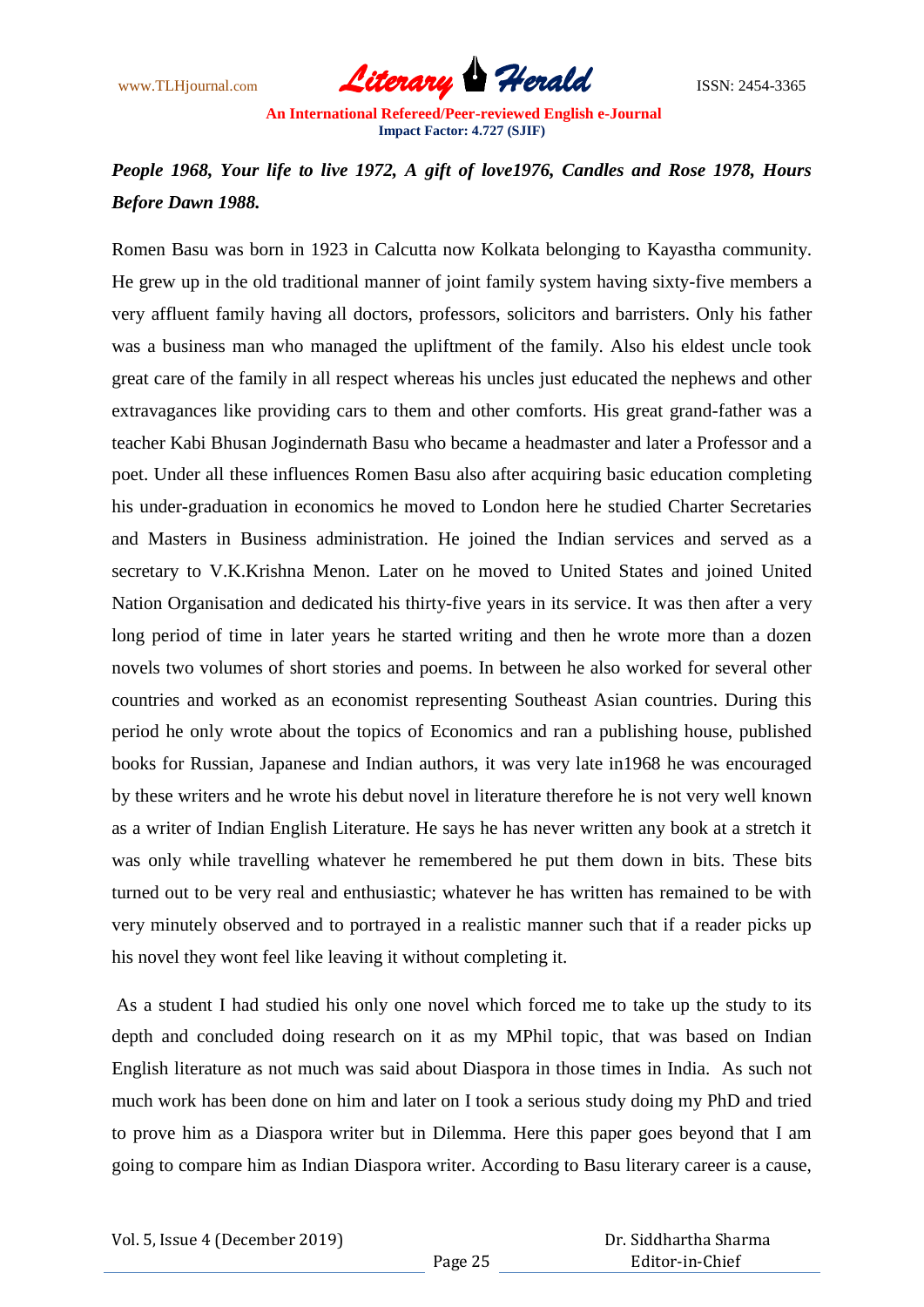***People 1968, Your life to live 1972, A gift of love1976, Candles and Rose 1978, Hours Before Dawn 1988.***

Romen Basu was born in 1923 in Calcutta now Kolkata belonging to Kayastha community. He grew up in the old traditional manner of joint family system having sixty-five members a very affluent family having all doctors, professors, solicitors and barristers. Only his father was a business man who managed the upliftment of the family. Also his eldest uncle took great care of the family in all respect whereas his uncles just educated the nephews and other extravagances like providing cars to them and other comforts. His great grand-father was a teacher Kabi Bhusan Jogindernath Basu who became a headmaster and later a Professor and a poet. Under all these influences Romen Basu also after acquiring basic education completing his under-graduation in economics he moved to London here he studied Charter Secretaries and Masters in Business administration. He joined the Indian services and served as a secretary to V.K.Krishna Menon. Later on he moved to United States and joined United Nation Organisation and dedicated his thirty-five years in its service. It was then after a very long period of time in later years he started writing and then he wrote more than a dozen novels two volumes of short stories and poems. In between he also worked for several other countries and worked as an economist representing Southeast Asian countries. During this period he only wrote about the topics of Economics and ran a publishing house, published books for Russian, Japanese and Indian authors, it was very late in1968 he was encouraged by these writers and he wrote his debut novel in literature therefore he is not very well known as a writer of Indian English Literature. He says he has never written any book at a stretch it was only while travelling whatever he remembered he put them down in bits. These bits turned out to be very real and enthusiastic; whatever he has written has remained to be with very minutely observed and to portrayed in a realistic manner such that if a reader picks up his novel they wont feel like leaving it without completing it.

As a student I had studied his only one novel which forced me to take up the study to its depth and concluded doing research on it as my MPhil topic, that was based on Indian English literature as not much was said about Diaspora in those times in India. As such not much work has been done on him and later on I took a serious study doing my PhD and tried to prove him as a Diaspora writer but in Dilemma. Here this paper goes beyond that I am going to compare him as Indian Diaspora writer. According to Basu literary career is a cause,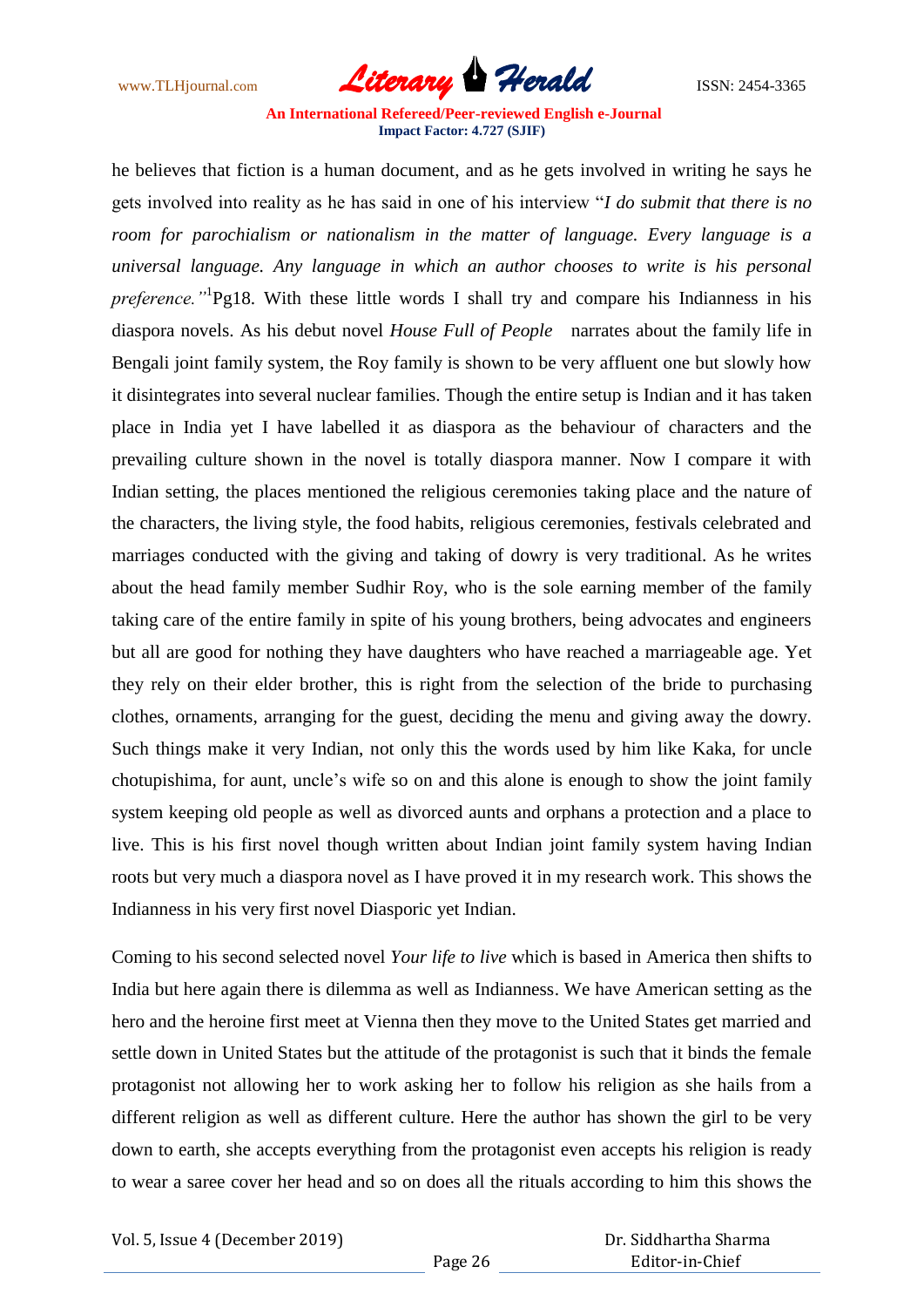he believes that fiction is a human document, and as he gets involved in writing he says he gets involved into reality as he has said in one of his interview "*I do submit that there is no room for parochialism or nationalism in the matter of language. Every language is a universal language. Any language in which an author chooses to write is his personal preference.*"[1]Pg18. With these little words I shall try and compare his Indianness in his diaspora novels. As his debut novel *House Full of People* narrates about the family life in Bengali joint family system, the Roy family is shown to be very affluent one but slowly how it disintegrates into several nuclear families. Though the entire setup is Indian and it has taken place in India yet I have labelled it as diaspora as the behaviour of characters and the prevailing culture shown in the novel is totally diaspora manner. Now I compare it with Indian setting, the places mentioned the religious ceremonies taking place and the nature of the characters, the living style, the food habits, religious ceremonies, festivals celebrated and marriages conducted with the giving and taking of dowry is very traditional. As he writes about the head family member Sudhir Roy, who is the sole earning member of the family taking care of the entire family in spite of his young brothers, being advocates and engineers but all are good for nothing they have daughters who have reached a marriageable age. Yet they rely on their elder brother, this is right from the selection of the bride to purchasing clothes, ornaments, arranging for the guest, deciding the menu and giving away the dowry. Such things make it very Indian, not only this the words used by him like Kaka, for uncle chotupishima, for aunt, uncle's wife so on and this alone is enough to show the joint family system keeping old people as well as divorced aunts and orphans a protection and a place to live. This is his first novel though written about Indian joint family system having Indian roots but very much a diaspora novel as I have proved it in my research work. This shows the Indianness in his very first novel Diasporic yet Indian.

Coming to his second selected novel *Your life to live* which is based in America then shifts to India but here again there is dilemma as well as Indianness. We have American setting as the hero and the heroine first meet at Vienna then they move to the United States get married and settle down in United States but the attitude of the protagonist is such that it binds the female protagonist not allowing her to work asking her to follow his religion as she hails from a different religion as well as different culture. Here the author has shown the girl to be very down to earth, she accepts everything from the protagonist even accepts his religion is ready to wear a saree cover her head and so on does all the rituals according to him this shows the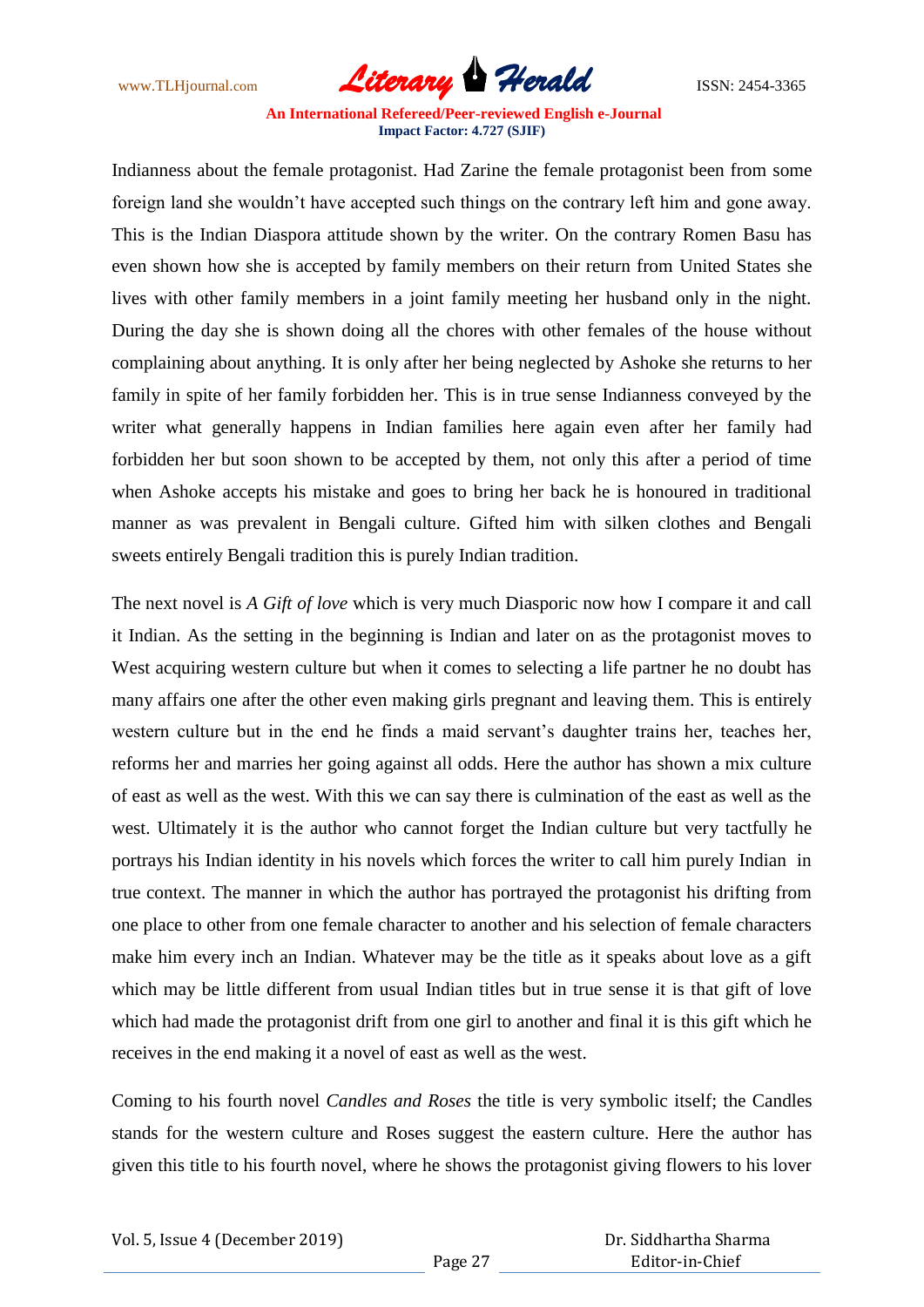Indianness about the female protagonist. Had Zarine the female protagonist been from some foreign land she wouldn't have accepted such things on the contrary left him and gone away. This is the Indian Diaspora attitude shown by the writer. On the contrary Romen Basu has even shown how she is accepted by family members on their return from United States she lives with other family members in a joint family meeting her husband only in the night. During the day she is shown doing all the chores with other females of the house without complaining about anything. It is only after her being neglected by Ashoke she returns to her family in spite of her family forbidden her. This is in true sense Indianness conveyed by the writer what generally happens in Indian families here again even after her family had forbidden her but soon shown to be accepted by them, not only this after a period of time when Ashoke accepts his mistake and goes to bring her back he is honoured in traditional manner as was prevalent in Bengali culture. Gifted him with silken clothes and Bengali sweets entirely Bengali tradition this is purely Indian tradition.

The next novel is *A Gift of love* which is very much Diasporic now how I compare it and call it Indian. As the setting in the beginning is Indian and later on as the protagonist moves to West acquiring western culture but when it comes to selecting a life partner he no doubt has many affairs one after the other even making girls pregnant and leaving them. This is entirely western culture but in the end he finds a maid servant's daughter trains her, teaches her, reforms her and marries her going against all odds. Here the author has shown a mix culture of east as well as the west. With this we can say there is culmination of the east as well as the west. Ultimately it is the author who cannot forget the Indian culture but very tactfully he portrays his Indian identity in his novels which forces the writer to call him purely Indian in true context. The manner in which the author has portrayed the protagonist his drifting from one place to other from one female character to another and his selection of female characters make him every inch an Indian. Whatever may be the title as it speaks about love as a gift which may be little different from usual Indian titles but in true sense it is that gift of love which had made the protagonist drift from one girl to another and final it is this gift which he receives in the end making it a novel of east as well as the west.

Coming to his fourth novel *Candles and Roses* the title is very symbolic itself; the Candles stands for the western culture and Roses suggest the eastern culture. Here the author has given this title to his fourth novel, where he shows the protagonist giving flowers to his lover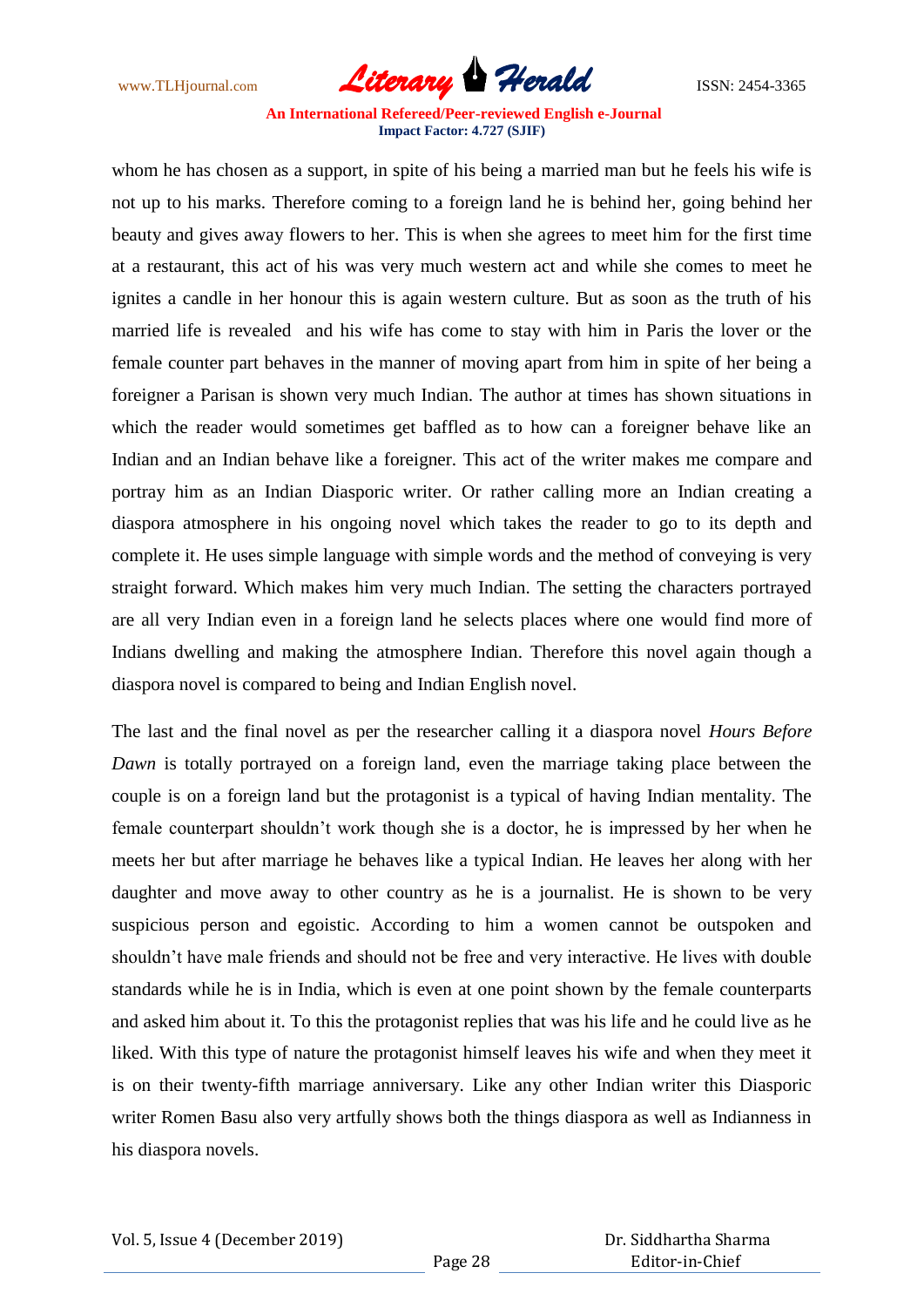whom he has chosen as a support, in spite of his being a married man but he feels his wife is not up to his marks. Therefore coming to a foreign land he is behind her, going behind her beauty and gives away flowers to her. This is when she agrees to meet him for the first time at a restaurant, this act of his was very much western act and while she comes to meet he ignites a candle in her honour this is again western culture. But as soon as the truth of his married life is revealed and his wife has come to stay with him in Paris the lover or the female counter part behaves in the manner of moving apart from him in spite of her being a foreigner a Parisan is shown very much Indian. The author at times has shown situations in which the reader would sometimes get baffled as to how can a foreigner behave like an Indian and an Indian behave like a foreigner. This act of the writer makes me compare and portray him as an Indian Diasporic writer. Or rather calling more an Indian creating a diaspora atmosphere in his ongoing novel which takes the reader to go to its depth and complete it. He uses simple language with simple words and the method of conveying is very straight forward. Which makes him very much Indian. The setting the characters portrayed are all very Indian even in a foreign land he selects places where one would find more of Indians dwelling and making the atmosphere Indian. Therefore this novel again though a diaspora novel is compared to being and Indian English novel.

The last and the final novel as per the researcher calling it a diaspora novel *Hours Before Dawn* is totally portrayed on a foreign land, even the marriage taking place between the couple is on a foreign land but the protagonist is a typical of having Indian mentality. The female counterpart shouldn't work though she is a doctor, he is impressed by her when he meets her but after marriage he behaves like a typical Indian. He leaves her along with her daughter and move away to other country as he is a journalist. He is shown to be very suspicious person and egoistic. According to him a women cannot be outspoken and shouldn't have male friends and should not be free and very interactive. He lives with double standards while he is in India, which is even at one point shown by the female counterparts and asked him about it. To this the protagonist replies that was his life and he could live as he liked. With this type of nature the protagonist himself leaves his wife and when they meet it is on their twenty-fifth marriage anniversary. Like any other Indian writer this Diasporic writer Romen Basu also very artfully shows both the things diaspora as well as Indianness in his diaspora novels.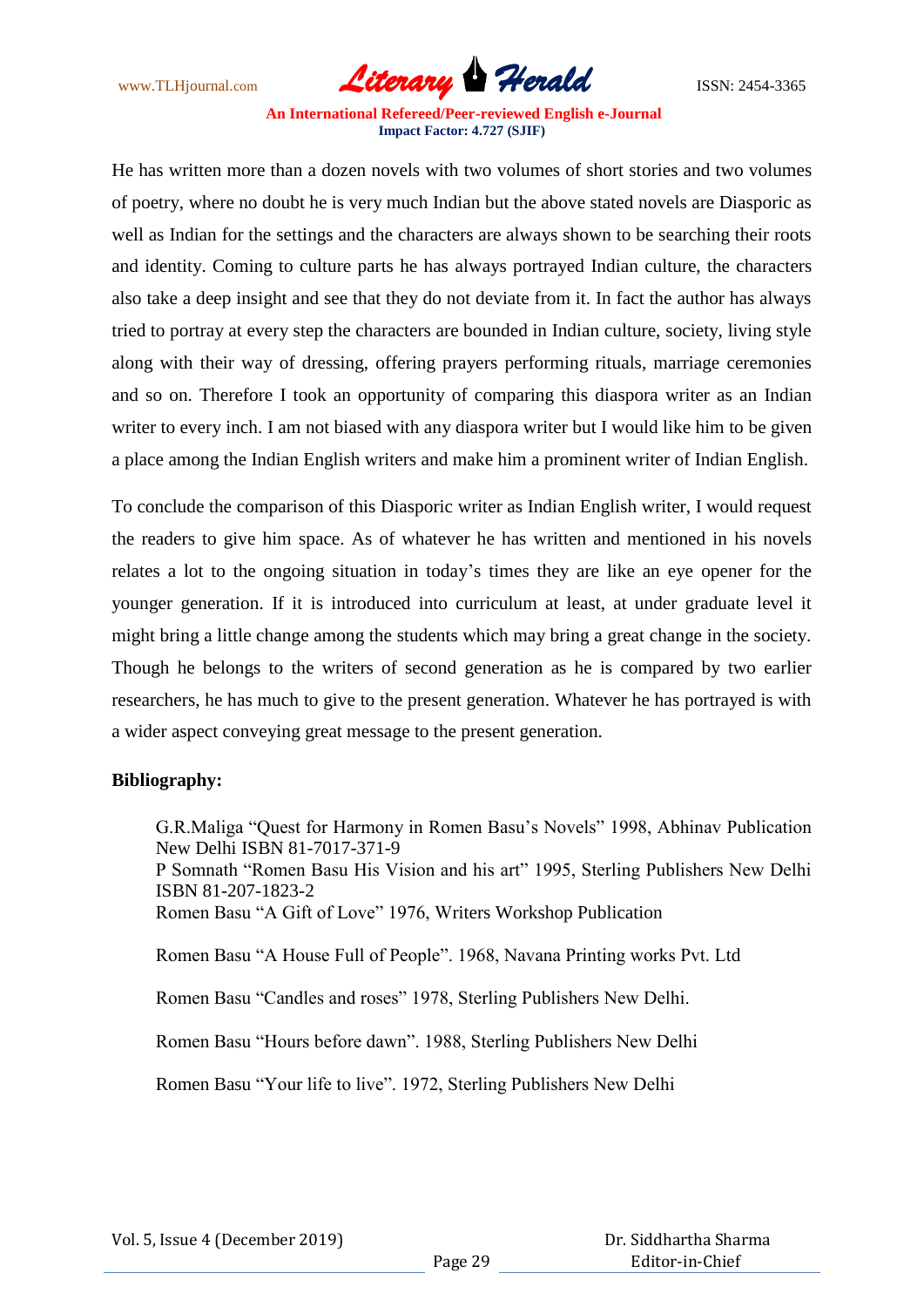He has written more than a dozen novels with two volumes of short stories and two volumes of poetry, where no doubt he is very much Indian but the above stated novels are Diasporic as well as Indian for the settings and the characters are always shown to be searching their roots and identity. Coming to culture parts he has always portrayed Indian culture, the characters also take a deep insight and see that they do not deviate from it. In fact the author has always tried to portray at every step the characters are bounded in Indian culture, society, living style along with their way of dressing, offering prayers performing rituals, marriage ceremonies and so on. Therefore I took an opportunity of comparing this diaspora writer as an Indian writer to every inch. I am not biased with any diaspora writer but I would like him to be given a place among the Indian English writers and make him a prominent writer of Indian English.

To conclude the comparison of this Diasporic writer as Indian English writer, I would request the readers to give him space. As of whatever he has written and mentioned in his novels relates a lot to the ongoing situation in today's times they are like an eye opener for the younger generation. If it is introduced into curriculum at least, at under graduate level it might bring a little change among the students which may bring a great change in the society. Though he belongs to the writers of second generation as he is compared by two earlier researchers, he has much to give to the present generation. Whatever he has portrayed is with a wider aspect conveying great message to the present generation.

**Bibliography:**

G.R.Maliga "Quest for Harmony in Romen Basu's Novels" 1998, Abhinav Publication New Delhi ISBN 81-7017-371-9

P Somnath "Romen Basu His Vision and his art" 1995, Sterling Publishers New Delhi ISBN 81-207-1823-2

Romen Basu "A Gift of Love" 1976, Writers Workshop Publication

Romen Basu "A House Full of People". 1968, Navana Printing works Pvt. Ltd

Romen Basu "Candles and roses" 1978, Sterling Publishers New Delhi.

Romen Basu "Hours before dawn". 1988, Sterling Publishers New Delhi

Romen Basu "Your life to live". 1972, Sterling Publishers New Delhi